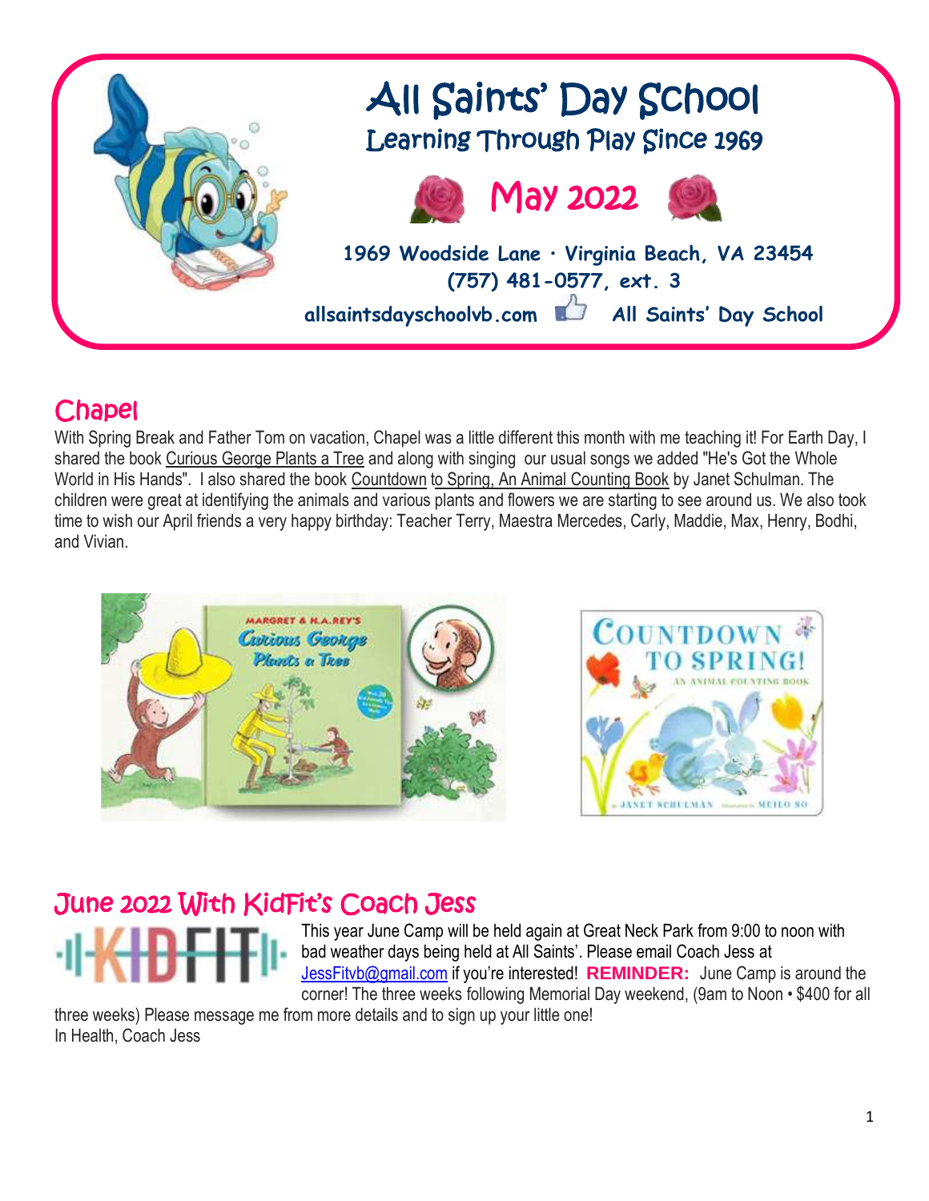# All Saints' Day School

## Learning Through Play Since 1969

## May 2022

**1969 Woodside Lane · Virginia Beach, VA 23454**
**(757) 481-0577, ext. 3**
**allsaintsdayschoolvb.com** **All Saints' Day School**

## Chapel

With Spring Break and Father Tom on vacation, Chapel was a little different this month with me teaching it! For Earth Day, I shared the book Curious George Plants a Tree and along with singing our usual songs we added "He's Got the Whole World in His Hands". I also shared the book Countdown to Spring, An Animal Counting Book by Janet Schulman. The children were great at identifying the animals and various plants and flowers we are starting to see around us. We also took time to wish our April friends a very happy birthday: Teacher Terry, Maestra Mercedes, Carly, Maddie, Max, Henry, Bodhi, and Vivian.

## June 2022 With KidFit's Coach Jess

This year June Camp will be held again at Great Neck Park from 9:00 to noon with bad weather days being held at All Saints'. Please email Coach Jess at JessFitvb@gmail.com if you're interested! **REMINDER:** June Camp is around the corner! The three weeks following Memorial Day weekend, (9am to Noon • $400 for all three weeks) Please message me from more details and to sign up your little one!
In Health, Coach Jess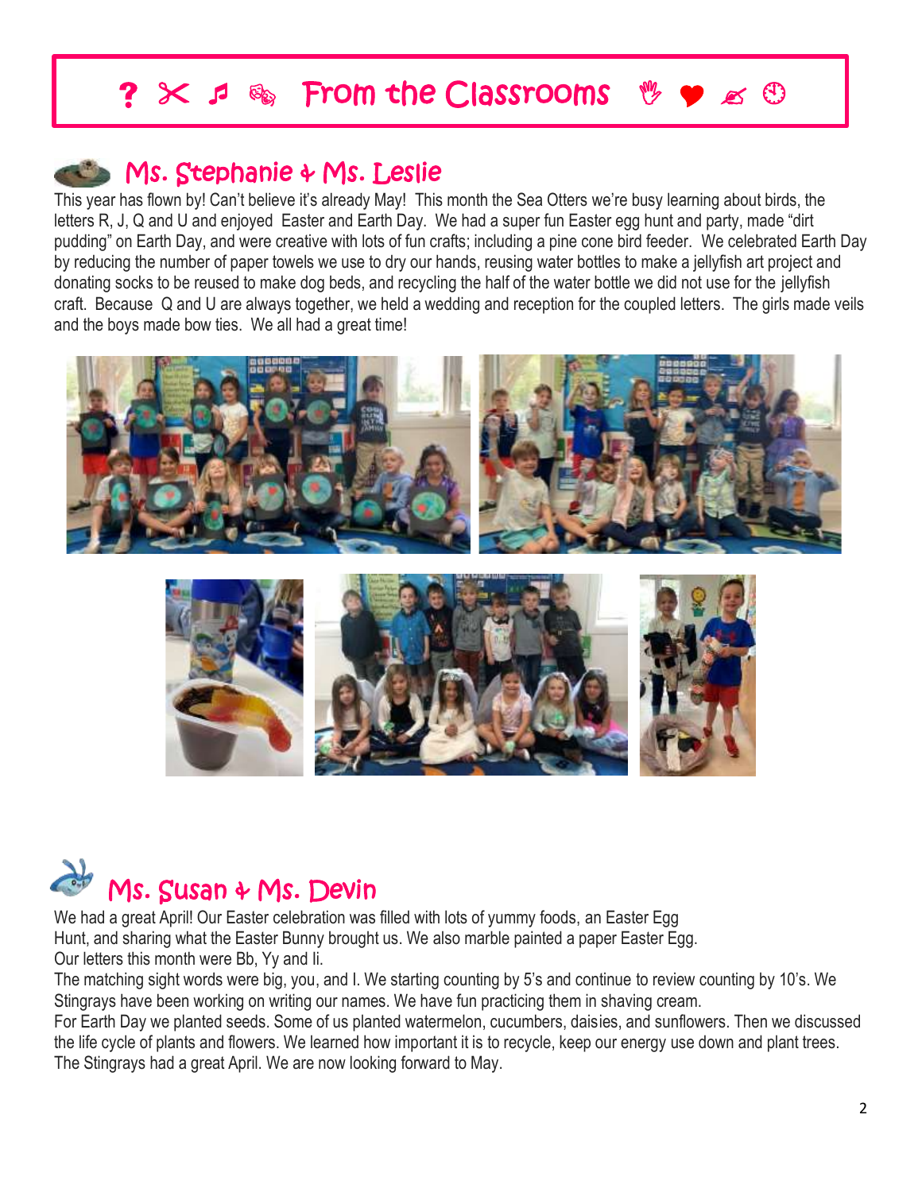# From the Classrooms

## Ms. Stephanie & Ms. Leslie

This year has flown by! Can't believe it's already May! This month the Sea Otters we're busy learning about birds, the letters R, J, Q and U and enjoyed Easter and Earth Day. We had a super fun Easter egg hunt and party, made "dirt pudding" on Earth Day, and were creative with lots of fun crafts; including a pine cone bird feeder. We celebrated Earth Day by reducing the number of paper towels we use to dry our hands, reusing water bottles to make a jellyfish art project and donating socks to be reused to make dog beds, and recycling the half of the water bottle we did not use for the jellyfish craft. Because Q and U are always together, we held a wedding and reception for the coupled letters. The girls made veils and the boys made bow ties. We all had a great time!

## Ms. Susan & Ms. Devin

We had a great April! Our Easter celebration was filled with lots of yummy foods, an Easter Egg Hunt, and sharing what the Easter Bunny brought us. We also marble painted a paper Easter Egg.
Our letters this month were Bb, Yy and Ii.
The matching sight words were big, you, and I. We starting counting by 5's and continue to review counting by 10's. We Stingrays have been working on writing our names. We have fun practicing them in shaving cream.
For Earth Day we planted seeds. Some of us planted watermelon, cucumbers, daisies, and sunflowers. Then we discussed the life cycle of plants and flowers. We learned how important it is to recycle, keep our energy use down and plant trees.
The Stingrays had a great April. We are now looking forward to May.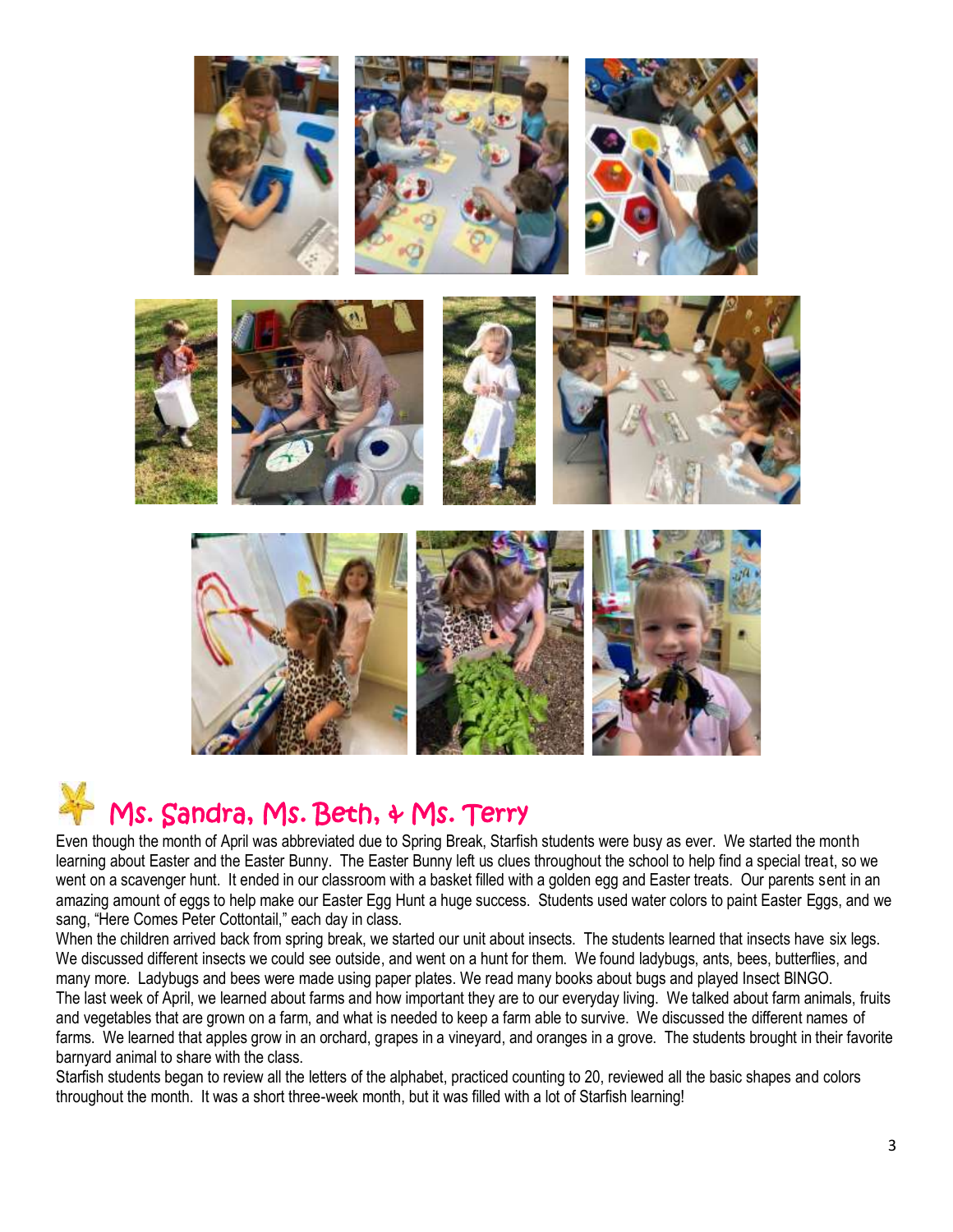## Ms. Sandra, Ms. Beth, & Ms. Terry

Even though the month of April was abbreviated due to Spring Break, Starfish students were busy as ever. We started the month learning about Easter and the Easter Bunny. The Easter Bunny left us clues throughout the school to help find a special treat, so we went on a scavenger hunt. It ended in our classroom with a basket filled with a golden egg and Easter treats. Our parents sent in an amazing amount of eggs to help make our Easter Egg Hunt a huge success. Students used water colors to paint Easter Eggs, and we sang, "Here Comes Peter Cottontail," each day in class.

When the children arrived back from spring break, we started our unit about insects. The students learned that insects have six legs. We discussed different insects we could see outside, and went on a hunt for them. We found ladybugs, ants, bees, butterflies, and many more. Ladybugs and bees were made using paper plates. We read many books about bugs and played Insect BINGO.

The last week of April, we learned about farms and how important they are to our everyday living. We talked about farm animals, fruits and vegetables that are grown on a farm, and what is needed to keep a farm able to survive. We discussed the different names of farms. We learned that apples grow in an orchard, grapes in a vineyard, and oranges in a grove. The students brought in their favorite barnyard animal to share with the class.

Starfish students began to review all the letters of the alphabet, practiced counting to 20, reviewed all the basic shapes and colors throughout the month. It was a short three-week month, but it was filled with a lot of Starfish learning!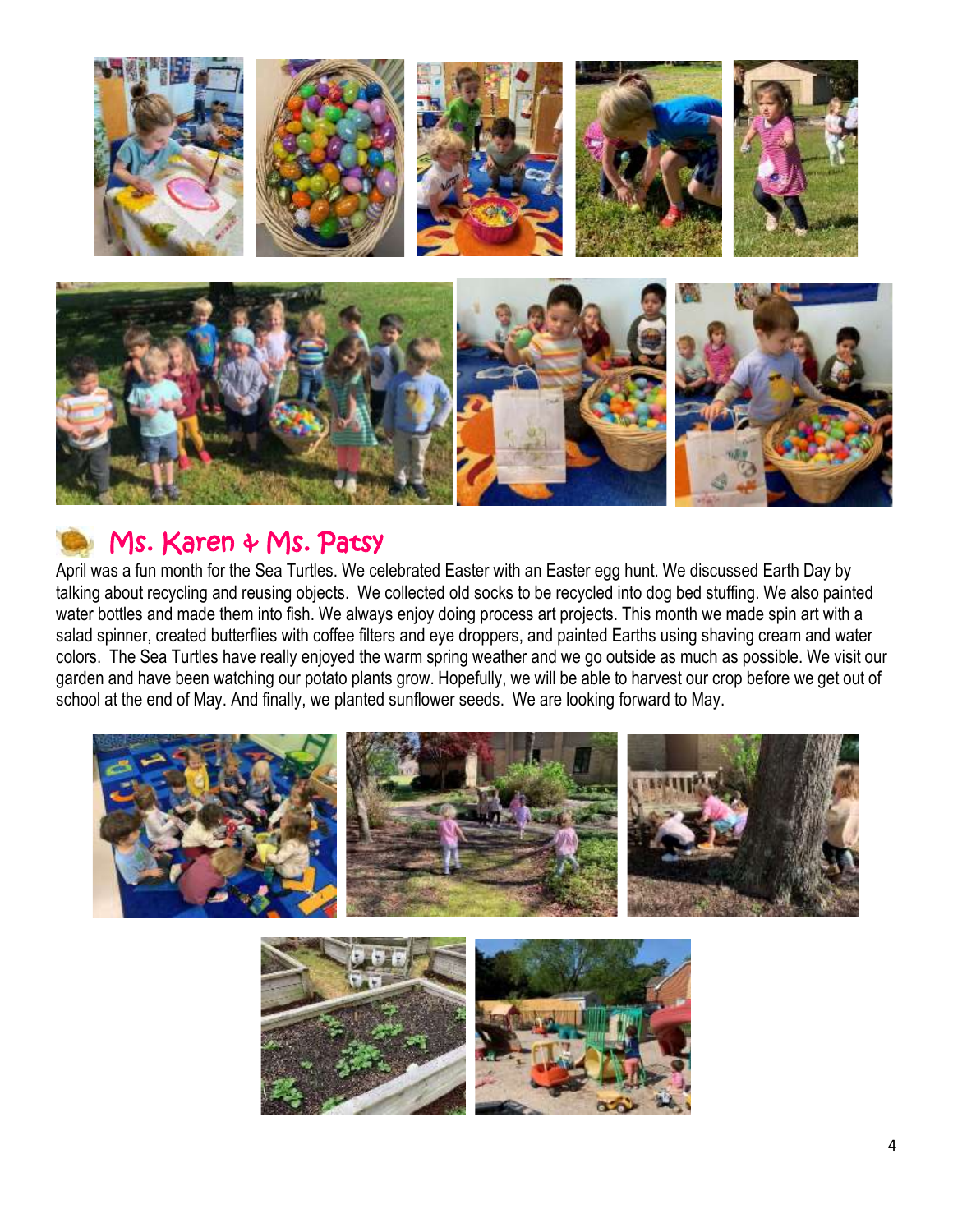## Ms. Karen & Ms. Patsy

April was a fun month for the Sea Turtles. We celebrated Easter with an Easter egg hunt. We discussed Earth Day by talking about recycling and reusing objects. We collected old socks to be recycled into dog bed stuffing. We also painted water bottles and made them into fish. We always enjoy doing process art projects. This month we made spin art with a salad spinner, created butterflies with coffee filters and eye droppers, and painted Earths using shaving cream and water colors. The Sea Turtles have really enjoyed the warm spring weather and we go outside as much as possible. We visit our garden and have been watching our potato plants grow. Hopefully, we will be able to harvest our crop before we get out of school at the end of May. And finally, we planted sunflower seeds. We are looking forward to May.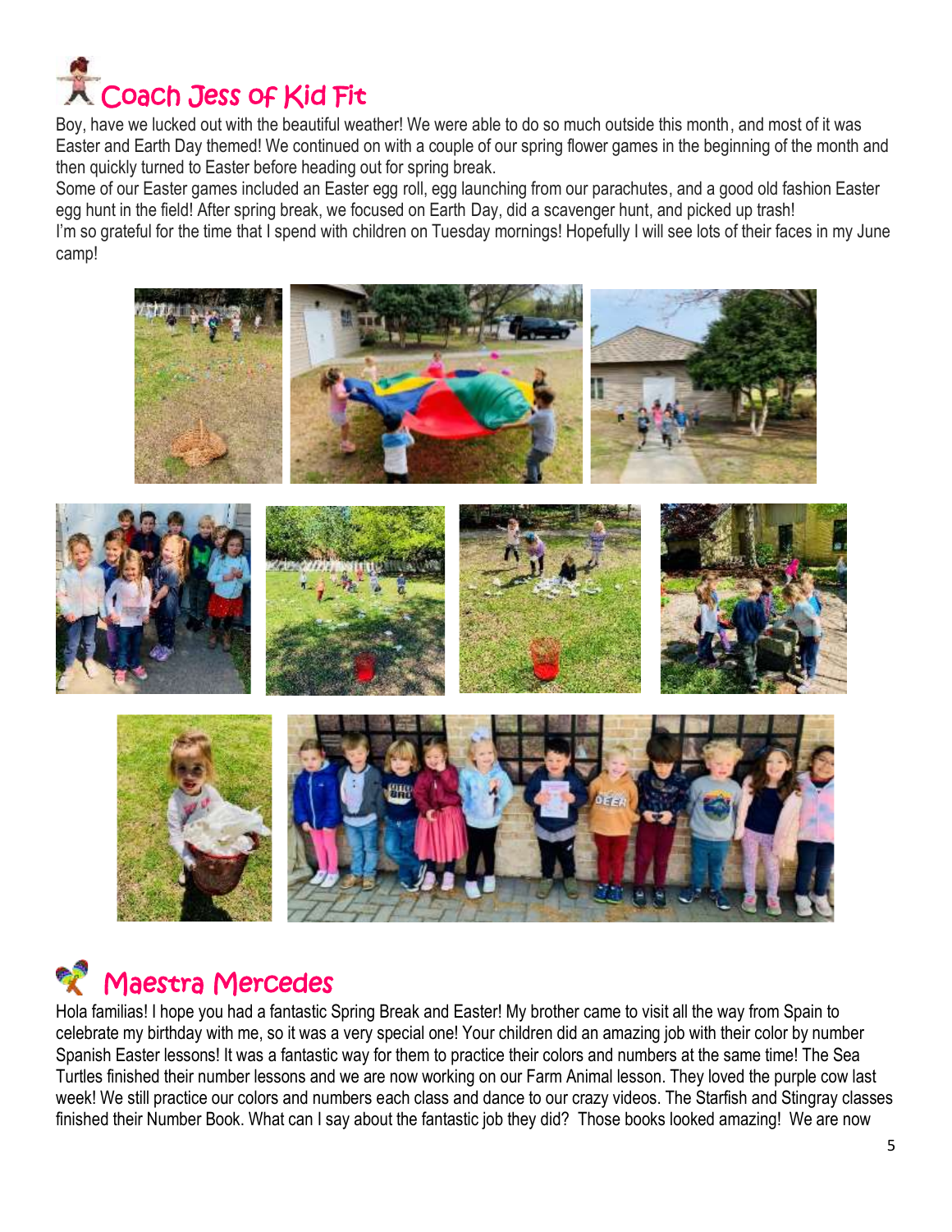# Coach Jess of Kid Fit

Boy, have we lucked out with the beautiful weather! We were able to do so much outside this month, and most of it was Easter and Earth Day themed! We continued on with a couple of our spring flower games in the beginning of the month and then quickly turned to Easter before heading out for spring break.

Some of our Easter games included an Easter egg roll, egg launching from our parachutes, and a good old fashion Easter egg hunt in the field! After spring break, we focused on Earth Day, did a scavenger hunt, and picked up trash!

I'm so grateful for the time that I spend with children on Tuesday mornings! Hopefully I will see lots of their faces in my June camp!

# Maestra Mercedes

Hola familias! I hope you had a fantastic Spring Break and Easter! My brother came to visit all the way from Spain to celebrate my birthday with me, so it was a very special one! Your children did an amazing job with their color by number Spanish Easter lessons! It was a fantastic way for them to practice their colors and numbers at the same time! The Sea Turtles finished their number lessons and we are now working on our Farm Animal lesson. They loved the purple cow last week! We still practice our colors and numbers each class and dance to our crazy videos. The Starfish and Stingray classes finished their Number Book. What can I say about the fantastic job they did? Those books looked amazing! We are now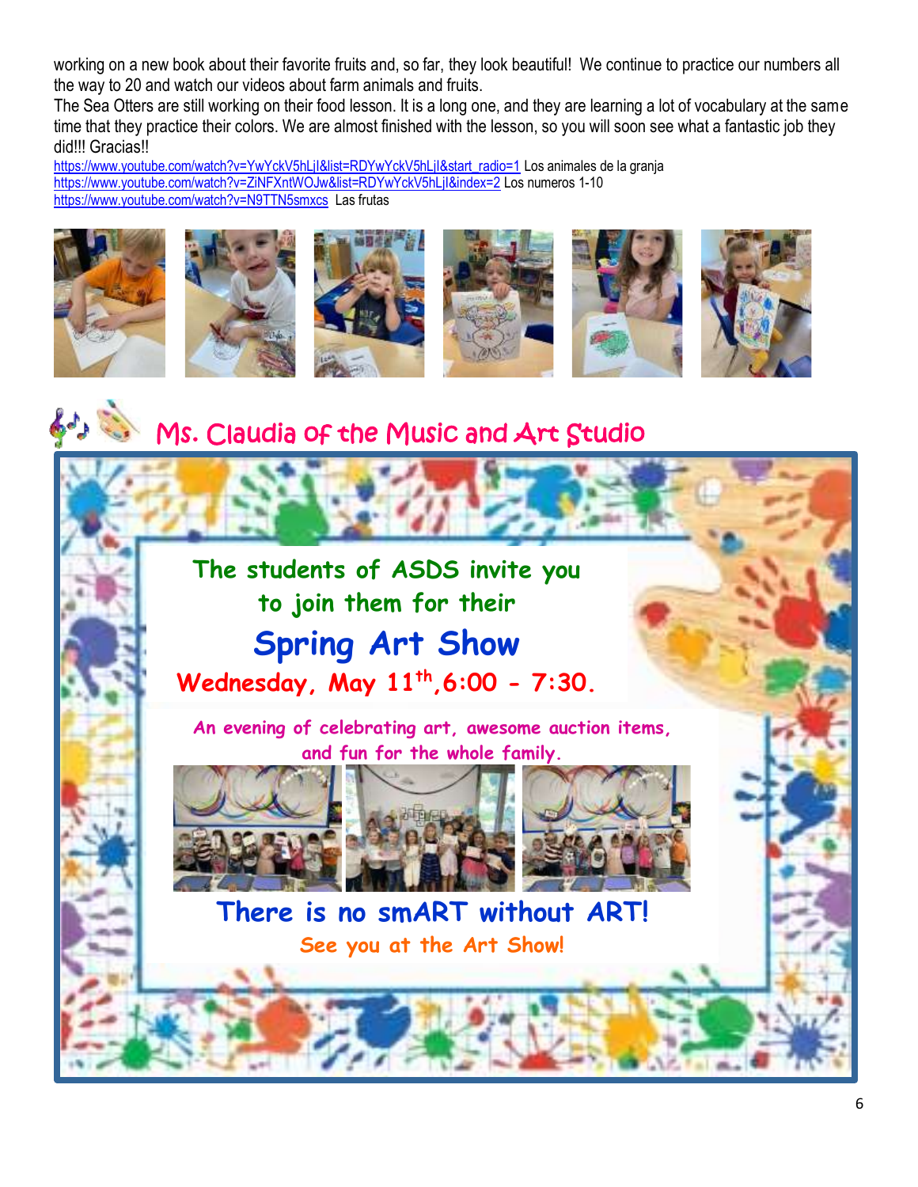working on a new book about their favorite fruits and, so far, they look beautiful! We continue to practice our numbers all the way to 20 and watch our videos about farm animals and fruits.

The Sea Otters are still working on their food lesson. It is a long one, and they are learning a lot of vocabulary at the same time that they practice their colors. We are almost finished with the lesson, so you will soon see what a fantastic job they did!!! Gracias!!

https://www.youtube.com/watch?v=YwYckV5hLjI&list=RDYwYckV5hLjI&start_radio=1 Los animales de la granja
https://www.youtube.com/watch?v=ZiNFXntWOJw&list=RDYwYckV5hLjI&index=2 Los numeros 1-10
https://www.youtube.com/watch?v=N9TTN5smxcs Las frutas

## Ms. Claudia of the Music and Art Studio

**The students of ASDS invite you to join them for their**

**Spring Art Show**

**Wednesday, May 11th, 6:00 - 7:30.**

**An evening of celebrating art, awesome auction items, and fun for the whole family.**

**There is no smART without ART!**

**See you at the Art Show!**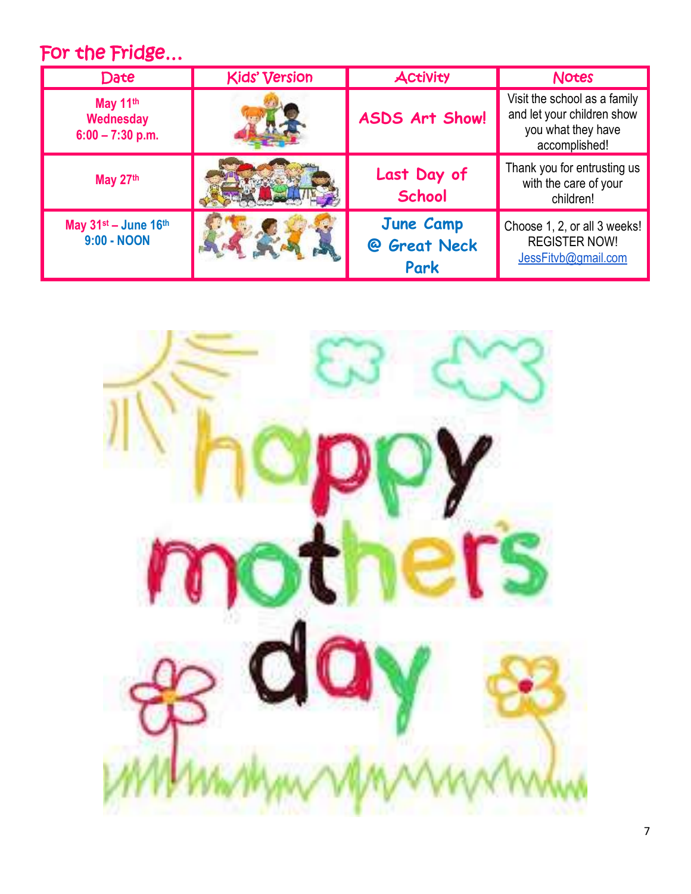## For the Fridge…

| Date | Kids' Version | Activity | Notes |
|---|---|---|---|
| May 11th Wednesday 6:00 – 7:30 p.m. | | ASDS Art Show! | Visit the school as a family and let your children show you what they have accomplished! |
| May 27th | | Last Day of School | Thank you for entrusting us with the care of your children! |
| May 31st – June 16th 9:00 - NOON | | June Camp @ Great Neck Park | Choose 1, 2, or all 3 weeks! REGISTER NOW! JessFitvb@gmail.com |